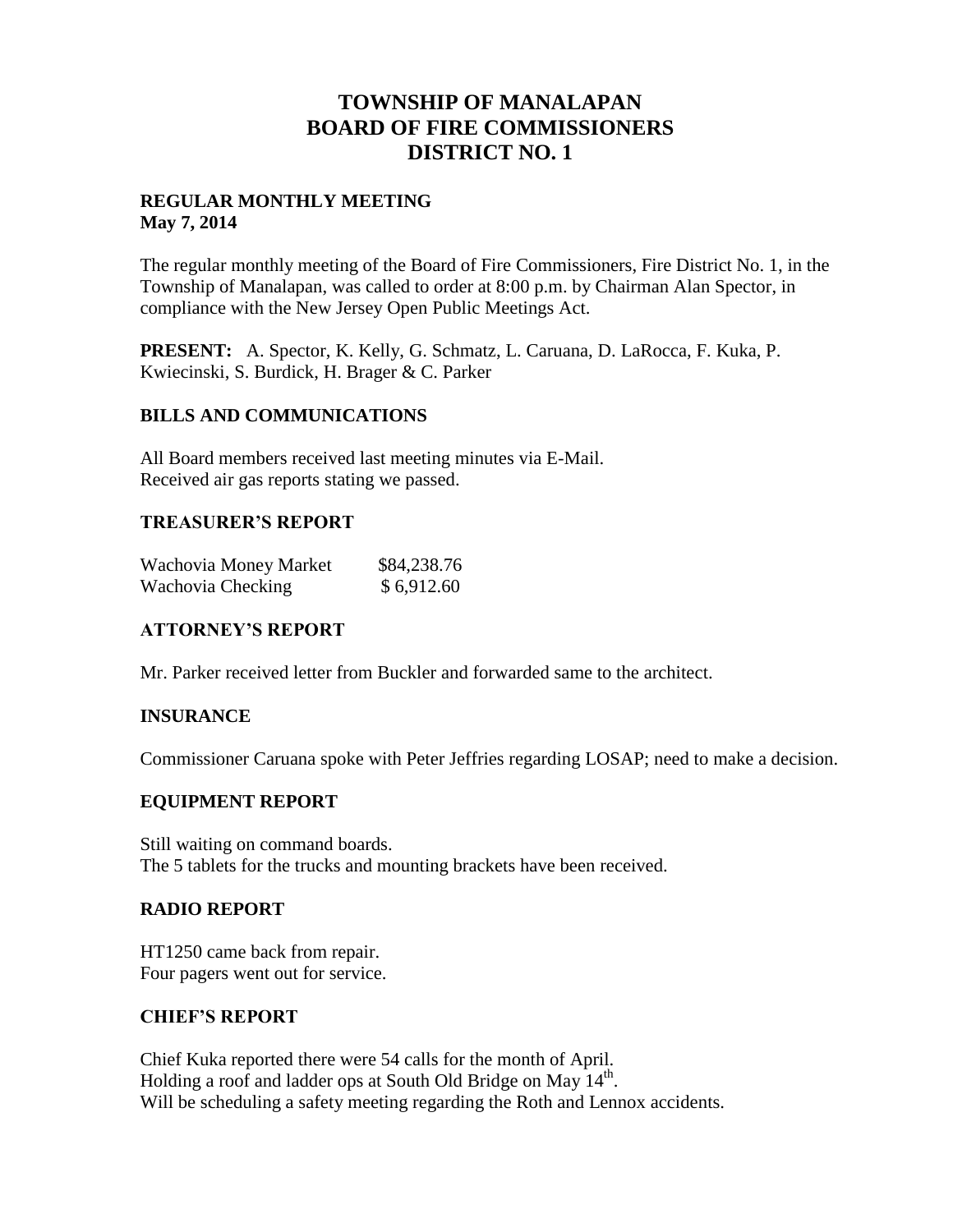# TOWNSHIP OF MANALAPAN
# BOARD OF FIRE COMMISSIONERS
# DISTRICT NO. 1

**REGULAR MONTHLY MEETING**
**May 7, 2014**

The regular monthly meeting of the Board of Fire Commissioners, Fire District No. 1, in the Township of Manalapan, was called to order at 8:00 p.m. by Chairman Alan Spector, in compliance with the New Jersey Open Public Meetings Act.

**PRESENT:** A. Spector, K. Kelly, G. Schmatz, L. Caruana, D. LaRocca, F. Kuka, P. Kwiecinski, S. Burdick, H. Brager & C. Parker

## BILLS AND COMMUNICATIONS

All Board members received last meeting minutes via E-Mail.
Received air gas reports stating we passed.

## TREASURER'S REPORT

| | |
|---|---|
| Wachovia Money Market | $84,238.76 |
| Wachovia Checking | $ 6,912.60 |

## ATTORNEY'S REPORT

Mr. Parker received letter from Buckler and forwarded same to the architect.

## INSURANCE

Commissioner Caruana spoke with Peter Jeffries regarding LOSAP; need to make a decision.

## EQUIPMENT REPORT

Still waiting on command boards.
The 5 tablets for the trucks and mounting brackets have been received.

## RADIO REPORT

HT1250 came back from repair.
Four pagers went out for service.

## CHIEF'S REPORT

Chief Kuka reported there were 54 calls for the month of April.
Holding a roof and ladder ops at South Old Bridge on May 14th.
Will be scheduling a safety meeting regarding the Roth and Lennox accidents.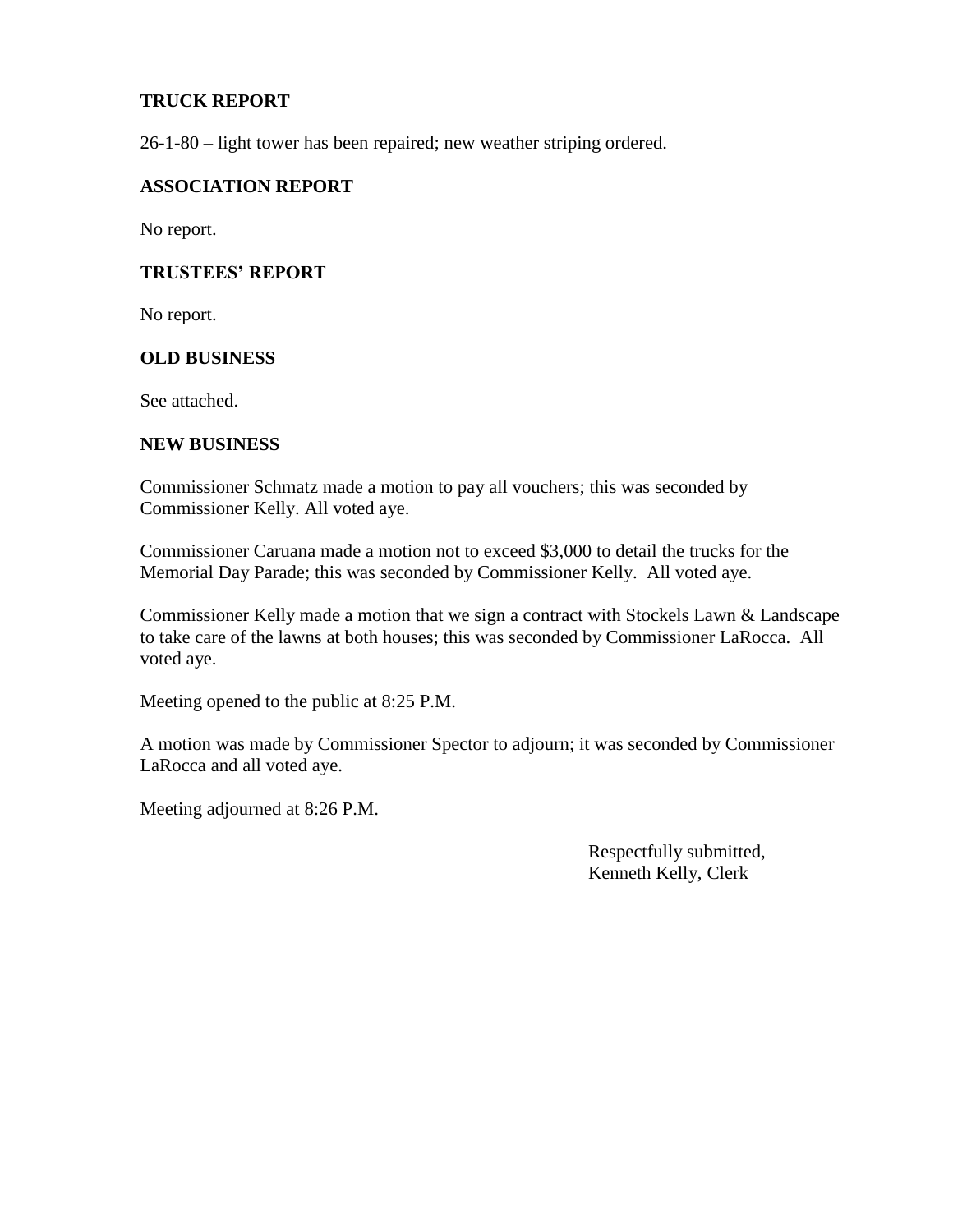## TRUCK REPORT

26-1-80 – light tower has been repaired; new weather striping ordered.

## ASSOCIATION REPORT

No report.

## TRUSTEES' REPORT

No report.

## OLD BUSINESS

See attached.

## NEW BUSINESS

Commissioner Schmatz made a motion to pay all vouchers; this was seconded by Commissioner Kelly. All voted aye.

Commissioner Caruana made a motion not to exceed $3,000 to detail the trucks for the Memorial Day Parade; this was seconded by Commissioner Kelly. All voted aye.

Commissioner Kelly made a motion that we sign a contract with Stockels Lawn & Landscape to take care of the lawns at both houses; this was seconded by Commissioner LaRocca. All voted aye.

Meeting opened to the public at 8:25 P.M.

A motion was made by Commissioner Spector to adjourn; it was seconded by Commissioner LaRocca and all voted aye.

Meeting adjourned at 8:26 P.M.

Respectfully submitted,
Kenneth Kelly, Clerk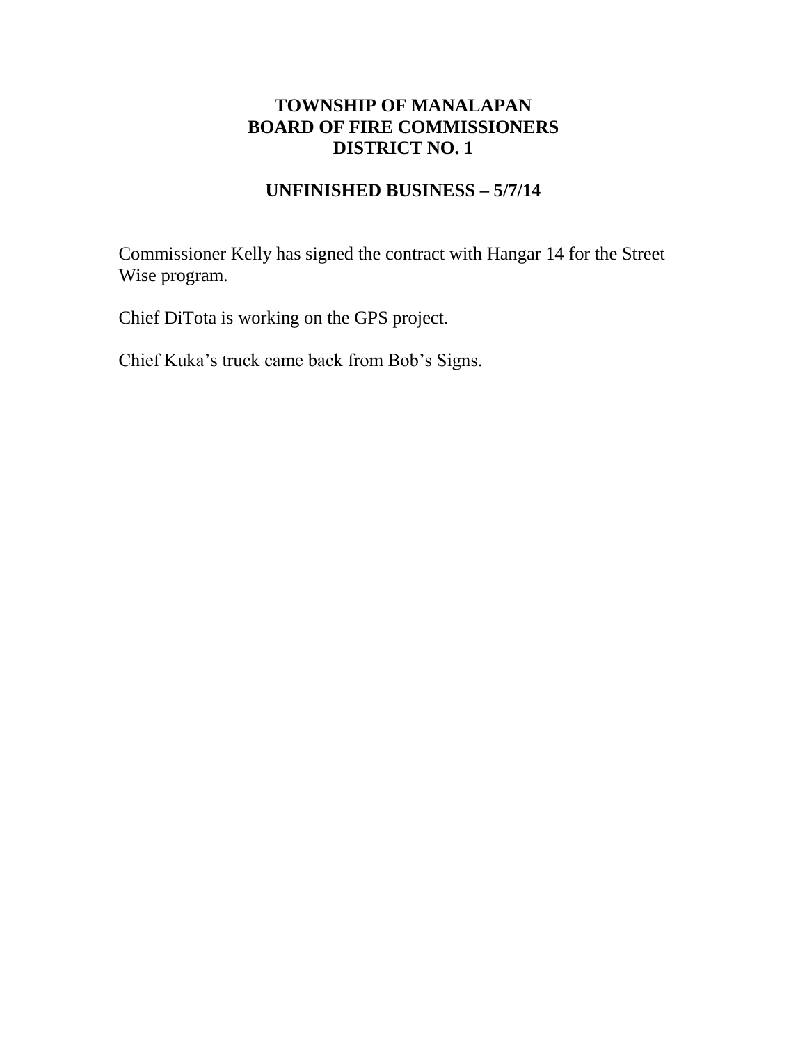# TOWNSHIP OF MANALAPAN
# BOARD OF FIRE COMMISSIONERS
# DISTRICT NO. 1

## UNFINISHED BUSINESS – 5/7/14

Commissioner Kelly has signed the contract with Hangar 14 for the Street Wise program.

Chief DiTota is working on the GPS project.

Chief Kuka's truck came back from Bob's Signs.